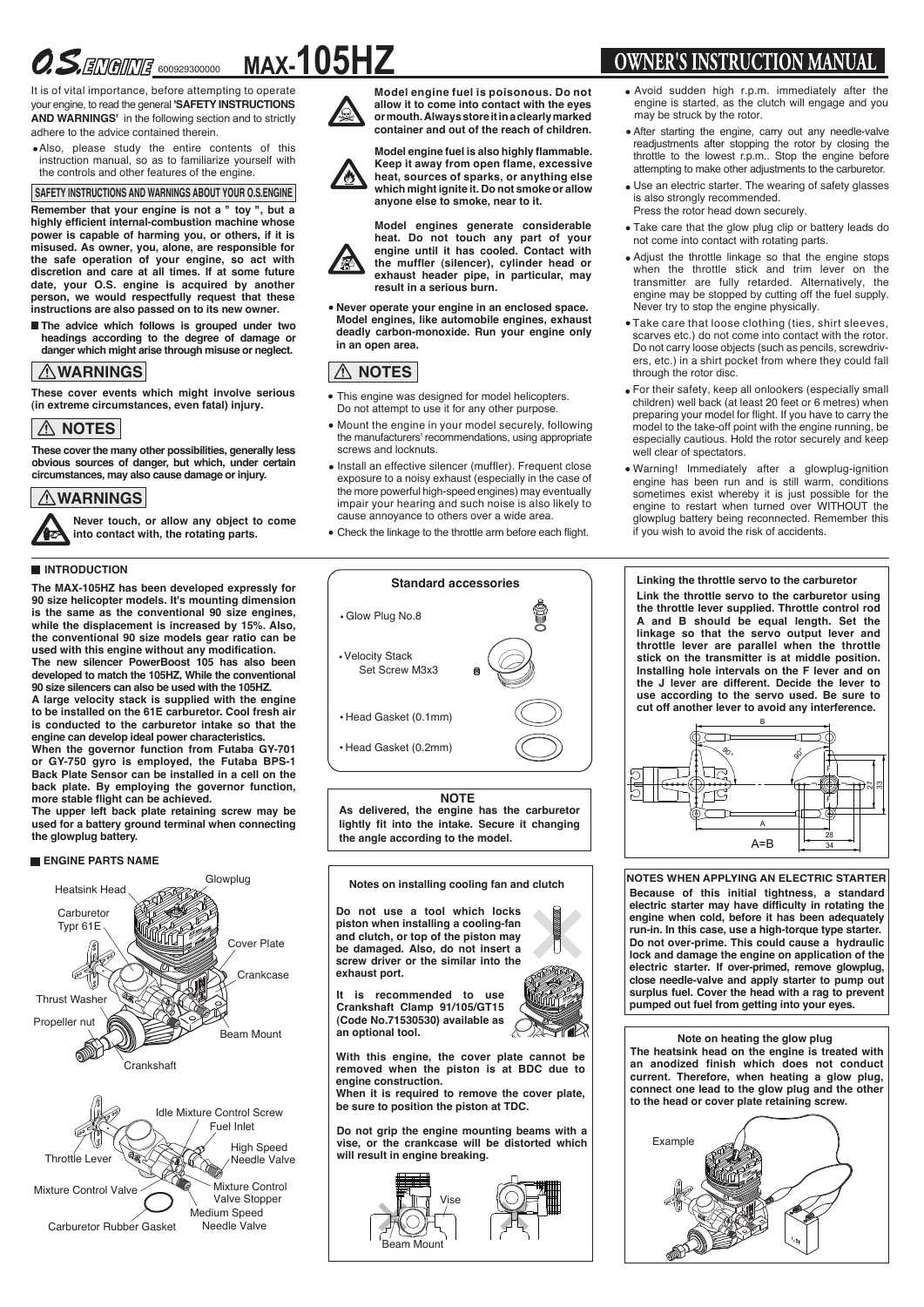# O.S. ENGINE 600929300000 MAX-105HZ

## OWNER'S INSTRUCTION MANUAL

It is of vital importance, before attempting to operate your engine, to read the general **'SAFETY INSTRUCTIONS AND WARNINGS'** in the following section and to strictly adhere to the advice contained therein.

- Also, please study the entire contents of this instruction manual, so as to familiarize yourself with the controls and other features of the engine.

### SAFETY INSTRUCTIONS AND WARNINGS ABOUT YOUR O.S.ENGINE

**Remember that your engine is not a " toy ", but a highly efficient internal-combustion machine whose power is capable of harming you, or others, if it is misused. As owner, you, alone, are responsible for the safe operation of your engine, so act with discretion and care at all times. If at some future date, your O.S. engine is acquired by another person, we would respectfully request that these instructions are also passed on to its new owner.**

- **The advice which follows is grouped under two headings according to the degree of damage or danger which might arise through misuse or neglect.**

### ⚠WARNINGS

**These cover events which might involve serious (in extreme circumstances, even fatal) injury.**

### ⚠ NOTES

**These cover the many other possibilities, generally less obvious sources of danger, but which, under certain circumstances, may also cause damage or injury.**

### ⚠WARNINGS

**Never touch, or allow any object to come into contact with, the rotating parts.**

**Model engine fuel is poisonous. Do not allow it to come into contact with the eyes or mouth. Always store it in a clearly marked container and out of the reach of children.**

**Model engine fuel is also highly flammable. Keep it away from open flame, excessive heat, sources of sparks, or anything else which might ignite it. Do not smoke or allow anyone else to smoke, near to it.**

**Model engines generate considerable heat. Do not touch any part of your engine until it has cooled. Contact with the muffler (silencer), cylinder head or exhaust header pipe, in particular, may result in a serious burn.**

- **Never operate your engine in an enclosed space. Model engines, like automobile engines, exhaust deadly carbon-monoxide. Run your engine only in an open area.**

### ⚠ NOTES

- This engine was designed for model helicopters. Do not attempt to use it for any other purpose.
- Mount the engine in your model securely, following the manufacturers' recommendations, using appropriate screws and locknuts.
- Install an effective silencer (muffler). Frequent close exposure to a noisy exhaust (especially in the case of the more powerful high-speed engines) may eventually impair your hearing and such noise is also likely to cause annoyance to others over a wide area.
- Check the linkage to the throttle arm before each flight.
- Avoid sudden high r.p.m. immediately after the engine is started, as the clutch will engage and you may be struck by the rotor.
- After starting the engine, carry out any needle-valve readjustments after stopping the rotor by closing the throttle to the lowest r.p.m.. Stop the engine before attempting to make other adjustments to the carburetor.
- Use an electric starter. The wearing of safety glasses is also strongly recommended.
  Press the rotor head down securely.
- Take care that the glow plug clip or battery leads do not come into contact with rotating parts.
- Adjust the throttle linkage so that the engine stops when the throttle stick and trim lever on the transmitter are fully retarded. Alternatively, the engine may be stopped by cutting off the fuel supply. Never try to stop the engine physically.
- Take care that loose clothing (ties, shirt sleeves, scarves etc.) do not come into contact with the rotor. Do not carry loose objects (such as pencils, screwdrivers, etc.) in a shirt pocket from where they could fall through the rotor disc.
- For their safety, keep all onlookers (especially small children) well back (at least 20 feet or 6 metres) when preparing your model for flight. If you have to carry the model to the take-off point with the engine running, be especially cautious. Hold the rotor securely and keep well clear of spectators.
- Warning! Immediately after a glowplug-ignition engine has been run and is still warm, conditions sometimes exist whereby it is just possible for the engine to restart when turned over WITHOUT the glowplug battery being reconnected. Remember this if you wish to avoid the risk of accidents.

### INTRODUCTION

**The MAX-105HZ has been developed expressly for 90 size helicopter models. It's mounting dimension is the same as the conventional 90 size engines, while the displacement is increased by 15%. Also, the conventional 90 size models gear ratio can be used with this engine without any modification.**

**The new silencer PowerBoost 105 has also been developed to match the 105HZ, While the conventional 90 size silencers can also be used with the 105HZ.**

**A large velocity stack is supplied with the engine to be installed on the 61E carburetor. Cool fresh air is conducted to the carburetor intake so that the engine can develop ideal power characteristics.**

**When the governor function from Futaba GY-701 or GY-750 gyro is employed, the Futaba BPS-1 Back Plate Sensor can be installed in a cell on the back plate. By employing the governor function, more stable flight can be achieved.**

**The upper left back plate retaining screw may be used for a battery ground terminal when connecting the glowplug battery.**

### ENGINE PARTS NAME

Heatsink Head, Glowplug, Carburetor Typr 61E, Cover Plate, Crankcase, Thrust Washer, Propeller nut, Beam Mount, Crankshaft

Idle Mixture Control Screw, Fuel Inlet, Throttle Lever, High Speed Needle Valve, Mixture Control Valve, Mixture Control Valve Stopper, Medium Speed Needle Valve, Carburetor Rubber Gasket

### Standard accessories

- Glow Plug No.8
- Velocity Stack
  Set Screw M3x3
- Head Gasket (0.1mm)
- Head Gasket (0.2mm)

**NOTE**

**As delivered, the engine has the carburetor lightly fit into the intake. Secure it changing the angle according to the model.**

### Notes on installing cooling fan and clutch

**Do not use a tool which locks piston when installing a cooling-fan and clutch, or top of the piston may be damaged. Also, do not insert a screw driver or the similar into the exhaust port.**

**It is recommended to use Crankshaft Clamp 91/105/GT15 (Code No.71530530) available as an optional tool.**

**With this engine, the cover plate cannot be removed when the piston is at BDC due to engine construction.**

**When it is required to remove the cover plate, be sure to position the piston at TDC.**

**Do not grip the engine mounting beams with a vise, or the crankcase will be distorted which will result in engine breaking.**

Vise
Beam Mount

### Linking the throttle servo to the carburetor

**Link the throttle servo to the carburetor using the throttle lever supplied. Throttle control rod A and B should be equal length. Set the linkage so that the servo output lever and throttle lever are parallel when the throttle stick on the transmitter is at middle position. Installing hole intervals on the F lever and on the J lever are different. Decide the lever to use according to the servo used. Be sure to cut off another lever to avoid any interference.**

B, 90°, 90°, 27, 33, A, 28, 34

A=B

### NOTES WHEN APPLYING AN ELECTRIC STARTER

**Because of this initial tightness, a standard electric starter may have difficulty in rotating the engine when cold, before it has been adequately run-in. In this case, use a high-torque type starter. Do not over-prime. This could cause a hydraulic lock and damage the engine on application of the electric starter. If over-primed, remove glowplug, close needle-valve and apply starter to pump out surplus fuel. Cover the head with a rag to prevent pumped out fuel from getting into your eyes.**

### Note on heating the glow plug

**The heatsink head on the engine is treated with an anodized finish which does not conduct current. Therefore, when heating a glow plug, connect one lead to the glow plug and the other to the head or cover plate retaining screw.**

Example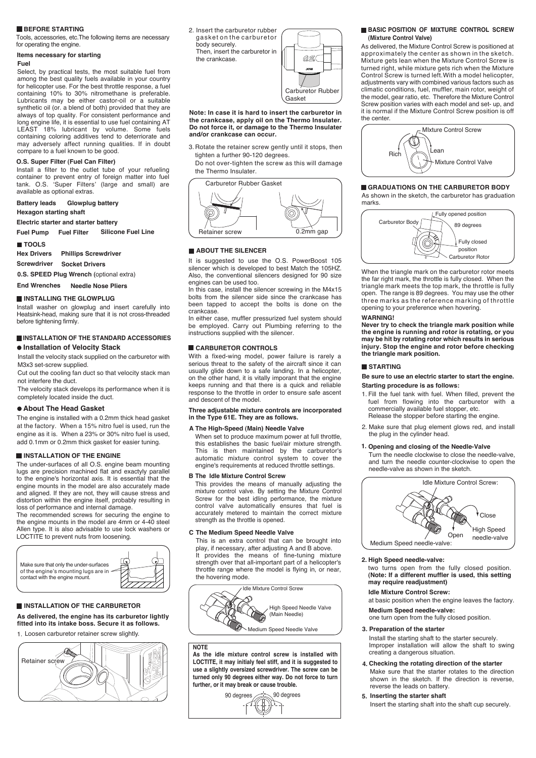## BEFORE STARTING

Tools, accessories, etc.The following items are necessary for operating the engine.

### Items necessary for starting

**Fuel**

Select, by practical tests, the most suitable fuel from among the best quality fuels available in your country for helicopter use. For the best throttle response, a fuel containing 10% to 30% nitromethane is preferable. Lubricants may be either castor-oil or a suitable synthetic oil (or. a blend of both) provided that they are always of top quality. For consistent performance and long engine life, it is essential to use fuel containing AT LEAST 18% lubricant by volume. Some fuels containing coloring additives tend to deterriorate and may adversely affect running qualities. If in doubt compare to a fuel known to be good.

**O.S. Super Filter (Fuel Can Filter)**

Install a filter to the outlet tube of your refueling container to prevent entry of foreign matter into fuel tank. O.S. 'Super Filters' (large and small) are available as optional extras.

**Battery leads** **Glowplug battery**

**Hexagon starting shaft**

**Electric starter and starter battery**

**Fuel Pump** **Fuel Filter** **Silicone Fuel Line**

## TOOLS

**Hex Drivers** **Phillips Screwdriver**

**Screwdriver** **Socket Drivers**

**0.S. SPEED Plug Wrench (**optional extra)

**End Wrenches** **Needle Nose Pliers**

## INSTALLING THE GLOWPLUG

Install washer on glowplug and insert carefully into Heatsink-head, making sure that it is not cross-threaded before tightening firmly.

## INSTALLATION OF THE STANDARD ACCESSORIES

### ● Installation of Velocity Stack

Install the velocity stack supplied on the carburetor with M3x3 set-screw supplied.

Cut out the cooling fan duct so that velocity stack man not interfere the duct.

The velocity stack develops its performance when it is completely located inside the duct.

### ● About The Head Gasket

The engine is installed with a 0.2mm thick head gasket at the factory. When a 15% nitro fuel is used, run the engine as it is. When a 23% or 30% nitro fuel is used, add 0.1mm or 0.2mm thick gasket for easier tuning.

## INSTALLATION OF THE ENGINE

The under-surfaces of all O.S. engine beam mounting lugs are precision machined flat and exactly parallel to the engine's horizontal axis. It is essential that the engine mounts in the model are also accurately made and aligned. If they are not, they will cause stress and distortion within the engine itself, probably resulting in loss of performance and internal damage.

The recommended screws for securing the engine to the engine mounts in the model are 4mm or 4-40 steel Allen type. It is also advisable to use lock washers or LOCTITE to prevent nuts from loosening.

Make sure that only the under-surfaces of the engine's mounting lugs are in contact with the engine mount.

## INSTALLATION OF THE CARBURETOR

**As delivered, the engine has its carburetor lightly fitted into its intake boss. Secure it as follows.**

1. Loosen carburetor retainer screw slightly.

Retainer screw

2. Insert the carburetor rubber gasket on the carburetor body securely. Then, insert the carburetor in the crankcase.

Carburetor Rubber Gasket

**Note: In case it is hard to insert the carburetor in the crankcase, apply oil on the Thermo Insulater. Do not force it, or damage to the Thermo Insulater and/or crankcase can occur.**

3. Rotate the retainer screw gently until it stops, then tighten a further 90-120 degrees. Do not over-tighten the screw as this will damage the Thermo Insulater.

Carburetor Rubber Gasket / Retainer screw / 0.2mm gap

## ABOUT THE SILENCER

It is suggested to use the O.S. PowerBoost 105 silencer which is developed to best Match the 105HZ. Also, the conventional silencers designed for 90 size engines can be used too.

In this case, install the silencer screwing in the M4x15 bolts from the silencer side since the crankcase has been tapped to accept the bolts is done on the crankcase.

In either case, muffler pressurized fuel system should be employed. Carry out Plumbing referring to the instructions supplied with the silencer.

## CARBURETOR CONTROLS

With a fixed-wing model, power failure is rarely a serious threat to the safety of the aircraft since it can usually glide down to a safe landing. In a helicopter, on the other hand, it is vitally imporant that the engine keeps running and that there is a quick and reliable response to the throttle in order to ensure safe ascent and descent of the model.

**Three adjustable mixture controls are incorporated in the Type 61E. They are as follows.**

**A The High-Speed (Main) Needle Valve**

When set to produce maximum power at full throttle, this establishes the basic fuel/air mixture strength. This is then maintained by the carburetor's automatic mixture control system to cover the engine's requirements at reduced throttle settings.

**B The Idle Mixture Control Screw**

This provides the means of manually adjusting the mixture control valve. By setting the Mixture Control Screw for the best idling performance, the mixture control valve automatically ensures that fuel is accurately metered to maintain the correct mixture strength as the throttle is opened.

**C The Medium Speed Needle Valve**

This is an extra control that can be brought into play, if necessary, after adjusting A and B above. It provides the means of fine-tuning mixture strength over that all-important part of a helicopter's throttle range where the model is flying in, or near, the hovering mode.

Idle MIxture Control Screw / High Speed Needle Valve (Main Needle) / Medium Speed Needle Valve

**NOTE**

**As the idle mixture control screw is installed with LOCTITE, it may initialy feel stiff, and it is suggested to use a slightly oversized screwdriver. The screw can be turned only 90 degrees either way. Do not force to turn further, or it may break or cause trouble.**

90 degrees / 90 degrees

## BASIC POSITION OF MIXTURE CONTROL SCREW (Mixture Control Valve)

As delivered, the Mixture Control Screw is positioned at approximately the center as shown in the sketch. Mixture gets lean when the Mixture Control Screw is turned right, while mixture gets rich when the Mixture Control Screw is turned left.With a model helicopter, adjustments vary with combined various factors such as climatic conditions, fuel, muffler, main rotor, weight of the model, gear ratio, etc. Therefore the Mixture Control Screw position varies with each model and set- up, and it is normal if the Mixture Control Screw position is off the center.

MIxture Control Screw / Rich / Lean / Mixture Control Valve

## GRADUATIONS ON THE CARBURETOR BODY

As shown in the sketch, the carburetor has graduation marks.

Carburetor Body / Fully opened position / 89 degrees / Fully closed position / Carburetor Rotor

When the triangle mark on the carburetor rotor meets the far right mark, the throttle is fully closed. When the triangle mark meets the top mark, the throttle is fully open. The range is 89 degrees. You may use the other three marks as the reference marking of throttle opening to your preference when hovering.

**WARNING!**

**Never try to check the triangle mark position while the engine is running and rotor is rotating, or you may be hit by rotating rotor which results in serious injury. Stop the engine and rotor before checking the triangle mark position.**

## STARTING

**Be sure to use an electric starter to start the engine.**

**Starting procedure is as follows:**

1. Fill the fuel tank with fuel. When filled, prevent the fuel from flowing into the carburetor with a commercially available fuel stopper, etc. Release the stopper before starting the engine.
2. Make sure that plug element glows red, and install the plug in the cylinder head.

**1. Opening and closing of the Needle-Valve**

Turn the needle clockwise to close the needle-valve, and turn the needle counter-clockwise to open the needle-valve as shown in the sketch.

Idle Mixture Control Screw: / Close / Open / High Speed needle-valve / Medium Speed needle-valve:

**2. High Speed needle-valve:**

two turns open from the fully closed position. **(Note: If a different muffler is used, this setting may require readjustment)**

**Idle Mixture Control Screw:**

at basic position when the engine leaves the factory.

**Medium Speed needle-valve:**

one turn open from the fully closed position.

**3. Preparation of the starter**

Install the starting shaft to the starter securely. Improper installation will allow the shaft to swing creating a dangerous situation.

**4. Checking the rotating direction of the starter**

Make sure that the starter rotates to the direction shown in the sketch. If the direction is reverse, reverse the leads on battery.

**5. Inserting the starter shaft**

Insert the starting shaft into the shaft cup securely.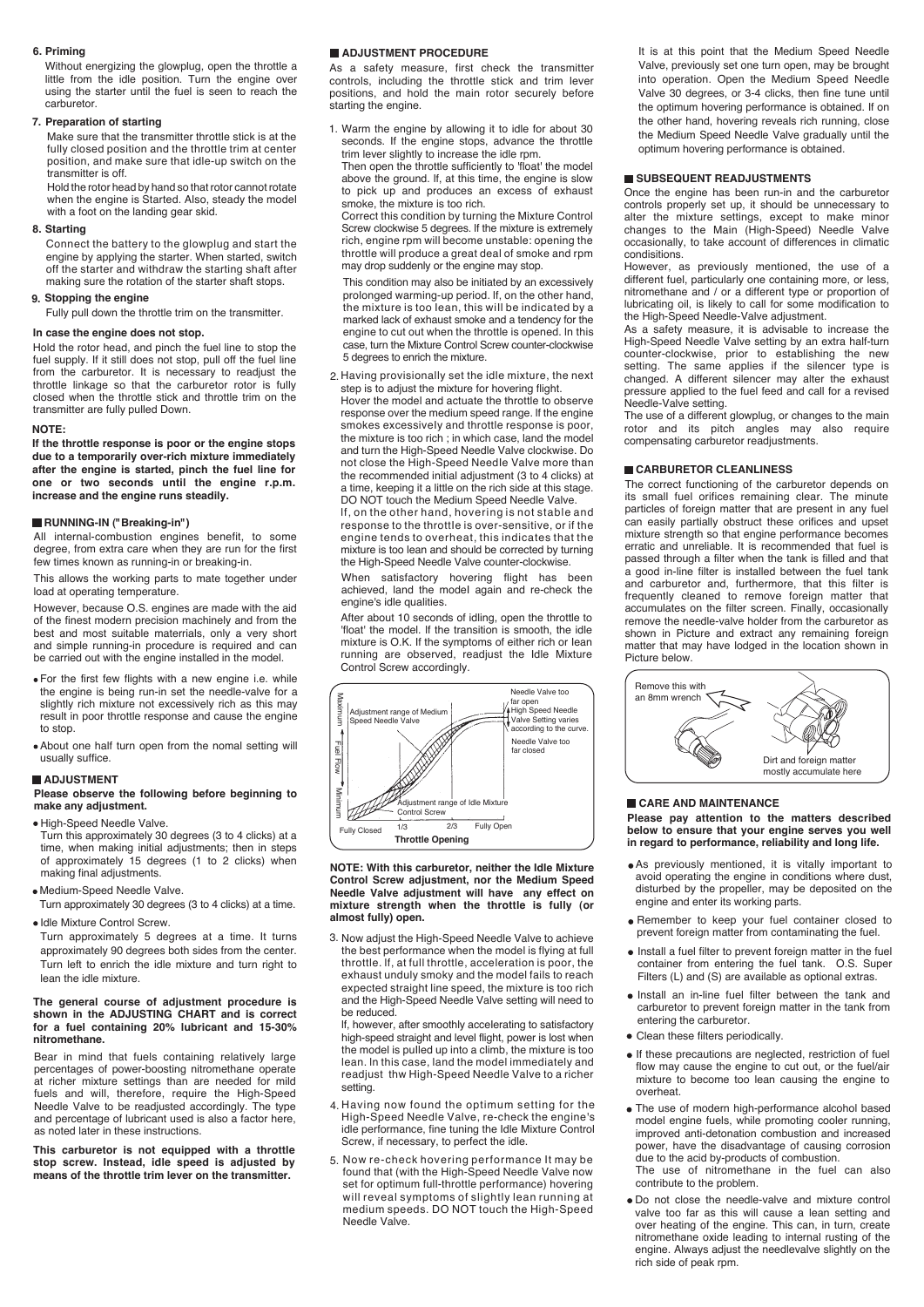**6. Priming**

Without energizing the glowplug, open the throttle a little from the idle position. Turn the engine over using the starter until the fuel is seen to reach the carburetor.

**7. Preparation of starting**

Make sure that the transmitter throttle stick is at the fully closed position and the throttle trim at center position, and make sure that idle-up switch on the transmitter is off.

Hold the rotor head by hand so that rotor cannot rotate when the engine is Started. Also, steady the model with a foot on the landing gear skid.

**8. Starting**

Connect the battery to the glowplug and start the engine by applying the starter. When started, switch off the starter and withdraw the starting shaft after making sure the rotation of the starter shaft stops.

**9. Stopping the engine**

Fully pull down the throttle trim on the transmitter.

**In case the engine does not stop.**

Hold the rotor head, and pinch the fuel line to stop the fuel supply. If it still does not stop, pull off the fuel line from the carburetor. It is necessary to readjust the throttle linkage so that the carburetor rotor is fully closed when the throttle stick and throttle trim on the transmitter are fully pulled Down.

**NOTE:**

**If the throttle response is poor or the engine stops due to a temporarily over-rich mixture immediately after the engine is started, pinch the fuel line for one or two seconds until the engine r.p.m. increase and the engine runs steadily.**

## RUNNING-IN ("Breaking-in")

All internal-combustion engines benefit, to some degree, from extra care when they are run for the first few times known as running-in or breaking-in.

This allows the working parts to mate together under load at operating temperature.

However, because O.S. engines are made with the aid of the finest modern precision machinely and from the best and most suitable materrials, only a very short and simple running-in procedure is required and can be carried out with the engine installed in the model.

- For the first few flights with a new engine i.e. while the engine is being run-in set the needle-valve for a slightly rich mixture not excessively rich as this may result in poor throttle response and cause the engine to stop.
- About one half turn open from the nomal setting will usually suffice.

## ADJUSTMENT

**Please observe the following before beginning to make any adjustment.**

- High-Speed Needle Valve.
  Turn this approximately 30 degrees (3 to 4 clicks) at a time, when making initial adjustments; then in steps of approximately 15 degrees (1 to 2 clicks) when making final adjustments.
- Medium-Speed Needle Valve.
  Turn approximately 30 degrees (3 to 4 clicks) at a time.
- Idle Mixture Control Screw.
  Turn approximately 5 degrees at a time. It turns approximately 90 degrees both sides from the center. Turn left to enrich the idle mixture and turn right to lean the idle mixture.

**The general course of adjustment procedure is shown in the ADJUSTING CHART and is correct for a fuel containing 20% lubricant and 15-30% nitromethane.**

Bear in mind that fuels containing relatively large percentages of power-boosting nitromethane operate at richer mixture settings than are needed for mild fuels and will, therefore, require the High-Speed Needle Valve to be readjusted accordingly. The type and percentage of lubricant used is also a factor here, as noted later in these instructions.

**This carburetor is not equipped with a throttle stop screw. Instead, idle speed is adjusted by means of the throttle trim lever on the transmitter.**

## ADJUSTMENT PROCEDURE

As a safety measure, first check the transmitter controls, including the throttle stick and trim lever positions, and hold the main rotor securely before starting the engine.

1. Warm the engine by allowing it to idle for about 30 seconds. If the engine stops, advance the throttle trim lever slightly to increase the idle rpm.
   Then open the throttle sufficiently to 'float' the model above the ground. If, at this time, the engine is slow to pick up and produces an excess of exhaust smoke, the mixture is too rich.
   Correct this condition by turning the Mixture Control Screw clockwise 5 degrees. If the mixture is extremely rich, engine rpm will become unstable: opening the throttle will produce a great deal of smoke and rpm may drop suddenly or the engine may stop.

   This condition may also be initiated by an excessively prolonged warming-up period. If, on the other hand, the mixture is too lean, this will be indicated by a marked lack of exhaust smoke and a tendency for the engine to cut out when the throttle is opened. In this case, turn the Mixture Control Screw counter-clockwise 5 degrees to enrich the mixture.

2. Having provisionally set the idle mixture, the next step is to adjust the mixture for hovering flight.
   Hover the model and actuate the throttle to observe response over the medium speed range. If the engine smokes excessively and throttle response is poor, the mixture is too rich ; in which case, land the model and turn the High-Speed Needle Valve clockwise. Do not close the High-Speed Needle Valve more than the recommended initial adjustment (3 to 4 clicks) at a time, keeping it a little on the rich side at this stage. DO NOT touch the Medium Speed Needle Valve.
   If, on the other hand, hovering is not stable and response to the throttle is over-sensitive, or if the engine tends to overheat, this indicates that the mixture is too lean and should be corrected by turning the High-Speed Needle Valve counter-clockwise.

   When satisfactory hovering flight has been achieved, land the model again and re-check the engine's idle qualities.

   After about 10 seconds of idling, open the throttle to 'float' the model. If the transition is smooth, the idle mixture is O.K. If the symptoms of either rich or lean running are observed, readjust the Idle Mixture Control Screw accordingly.

Maximum / Fuel Flow / Minimum — Adjustment range of Medium Speed Needle Valve; Needle Valve too far open; High Speed Needle Valve Setting varies according to the curve.; Needle Valve too far closed; Adjustment range of Idle Mixture Control Screw; Fully Closed; 1/3; 2/3; Fully Open; **Throttle Opening**

**NOTE: With this carburetor, neither the Idle Mixture Control Screw adjustment, nor the Medium Speed Needle Valve adjustment will have any effect on mixture strength when the throttle is fully (or almost fully) open.**

3. Now adjust the High-Speed Needle Valve to achieve the best performance when the model is flying at full throttle. If, at full throttle, acceleration is poor, the exhaust unduly smoky and the model fails to reach expected straight line speed, the mixture is too rich and the High-Speed Needle Valve setting will need to be reduced.
   If, however, after smoothly accelerating to satisfactory high-speed straight and level flight, power is lost when the model is pulled up into a climb, the mixture is too lean. In this case, land the model immediately and readjust thw High-Speed Needle Valve to a richer setting.
4. Having now found the optimum setting for the High-Speed Needle Valve, re-check the engine's idle performance, fine tuning the Idle Mixture Control Screw, if necessary, to perfect the idle.
5. Now re-check hovering performance It may be found that (with the High-Speed Needle Valve now set for optimum full-throttle performance) hovering will reveal symptoms of slightly lean running at medium speeds. DO NOT touch the High-Speed Needle Valve.

   It is at this point that the Medium Speed Needle Valve, previously set one turn open, may be brought into operation. Open the Medium Speed Needle Valve 30 degrees, or 3-4 clicks, then fine tune until the optimum hovering performance is obtained. If on the other hand, hovering reveals rich running, close the Medium Speed Needle Valve gradually until the optimum hovering performance is obtained.

## SUBSEQUENT READJUSTMENTS

Once the engine has been run-in and the carburetor controls properly set up, it should be unnecessary to alter the mixture settings, except to make minor changes to the Main (High-Speed) Needle Valve occasionally, to take account of differences in climatic condisitions.

However, as previously mentioned, the use of a different fuel, particularly one containing more, or less, nitromethane and / or a different type or proportion of lubricating oil, is likely to call for some modification to the High-Speed Needle-Valve adjustment.

As a safety measure, it is advisable to increase the High-Speed Needle Valve setting by an extra half-turn counter-clockwise, prior to establishing the new setting. The same applies if the silencer type is changed. A different silencer may alter the exhaust pressure applied to the fuel feed and call for a revised Needle-Valve setting.

The use of a different glowplug, or changes to the main rotor and its pitch angles may also require compensating carburetor readjustments.

## CARBURETOR CLEANLINESS

The correct functioning of the carburetor depends on its small fuel orifices remaining clear. The minute particles of foreign matter that are present in any fuel can easily partially obstruct these orifices and upset mixture strength so that engine performance becomes erratic and unreliable. It is recommended that fuel is passed through a filter when the tank is filled and that a good in-line filter is installed between the fuel tank and carburetor and, furthermore, that this filter is frequently cleaned to remove foreign matter that accumulates on the filter screen. Finally, occasionally remove the needle-valve holder from the carburetor as shown in Picture and extract any remaining foreign matter that may have lodged in the location shown in Picture below.

Remove this with an 8mm wrench

Dirt and foreign matter mostly accumulate here

## CARE AND MAINTENANCE

**Please pay attention to the matters described below to ensure that your engine serves you well in regard to performance, reliability and long life.**

- As previously mentioned, it is vitally important to avoid operating the engine in conditions where dust, disturbed by the propeller, may be deposited on the engine and enter its working parts.
- Remember to keep your fuel container closed to prevent foreign matter from contaminating the fuel.
- Install a fuel filter to prevent foreign matter in the fuel container from entering the fuel tank. O.S. Super Filters (L) and (S) are available as optional extras.
- Install an in-line fuel filter between the tank and carburetor to prevent foreign matter in the tank from entering the carburetor.
- Clean these filters periodically.
- If these precautions are neglected, restriction of fuel flow may cause the engine to cut out, or the fuel/air mixture to become too lean causing the engine to overheat.
- The use of modern high-performance alcohol based model engine fuels, while promoting cooler running, improved anti-detonation combustion and increased power, have the disadvantage of causing corrosion due to the acid by-products of combustion.
  The use of nitromethane in the fuel can also contribute to the problem.
- Do not close the needle-valve and mixture control valve too far as this will cause a lean setting and over heating of the engine. This can, in turn, create nitromethane oxide leading to internal rusting of the engine. Always adjust the needlevalve slightly on the rich side of peak rpm.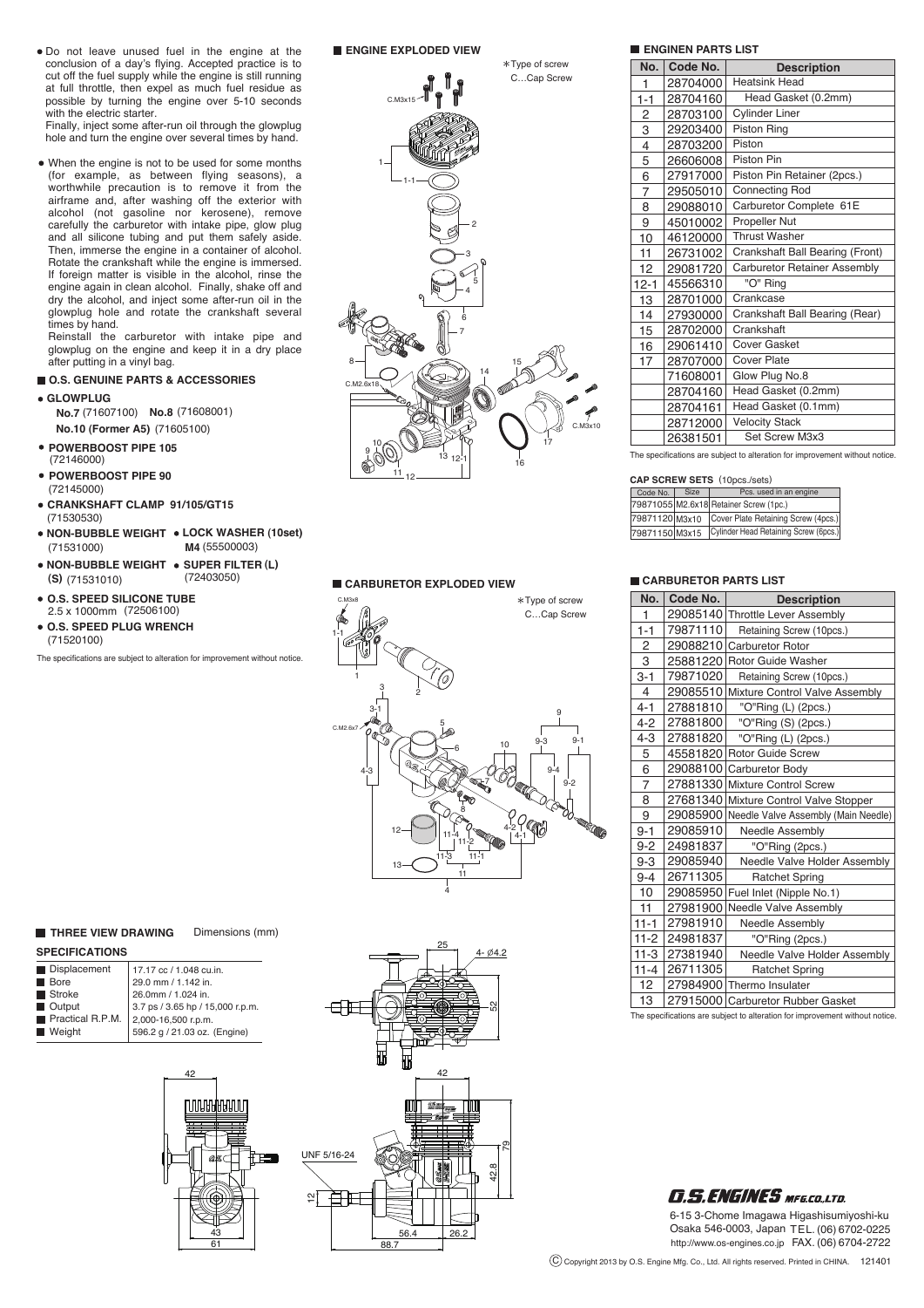- Do not leave unused fuel in the engine at the conclusion of a day's flying. Accepted practice is to cut off the fuel supply while the engine is still running at full throttle, then expel as much fuel residue as possible by turning the engine over 5-10 seconds with the electric starter.
  Finally, inject some after-run oil through the glowplug hole and turn the engine over several times by hand.

- When the engine is not to be used for some months (for example, as between flying seasons), a worthwhile precaution is to remove it from the airframe and, after washing off the exterior with alcohol (not gasoline nor kerosene), remove carefully the carburetor with intake pipe, glow plug and all silicone tubing and put them safely aside. Then, immerse the engine in a container of alcohol. Rotate the crankshaft while the engine is immersed. If foreign matter is visible in the alcohol, rinse the engine again in clean alcohol. Finally, shake off and dry the alcohol, and inject some after-run oil in the glowplug hole and rotate the crankshaft several times by hand.
  Reinstall the carburetor with intake pipe and glowplug on the engine and keep it in a dry place after putting in a vinyl bag.

## O.S. GENUINE PARTS & ACCESSORIES

- **GLOWPLUG**
  **No.7** (71607100) **No.8** (71608001)
  **No.10 (Former A5)** (71605100)
- **POWERBOOST PIPE 105** (72146000)
- **POWERBOOST PIPE 90** (72145000)
- **CRANKSHAFT CLAMP 91/105/GT15** (71530530)
- **NON-BUBBLE WEIGHT** (71531000)
- **LOCK WASHER (10set)** **M4** (55500003)
- **NON-BUBBLE WEIGHT (S)** (71531010)
- **SUPER FILTER (L)** (72403050)
- **O.S. SPEED SILICONE TUBE** 2.5 x 1000mm (72506100)
- **O.S. SPEED PLUG WRENCH** (71520100)

The specifications are subject to alteration for improvement without notice.

## ENGINE EXPLODED VIEW

*Type of screw
C…Cap Screw

C.M3x15
C.M2.6x18
C.M3x10

## ENGINEN PARTS LIST

| No. | Code No. | Description |
|---|---|---|
| 1 | 28704000 | Heatsink Head |
| 1-1 | 28704160 | Head Gasket (0.2mm) |
| 2 | 28703100 | Cylinder Liner |
| 3 | 29203400 | Piston Ring |
| 4 | 28703200 | Piston |
| 5 | 26606008 | Piston Pin |
| 6 | 27917000 | Piston Pin Retainer (2pcs.) |
| 7 | 29505010 | Connecting Rod |
| 8 | 29088010 | Carburetor Complete 61E |
| 9 | 45010002 | Propeller Nut |
| 10 | 46120000 | Thrust Washer |
| 11 | 26731002 | Crankshaft Ball Bearing (Front) |
| 12 | 29081720 | Carburetor Retainer Assembly |
| 12-1 | 45566310 | "O" Ring |
| 13 | 28701000 | Crankcase |
| 14 | 27930000 | Crankshaft Ball Bearing (Rear) |
| 15 | 28702000 | Crankshaft |
| 16 | 29061410 | Cover Gasket |
| 17 | 28707000 | Cover Plate |
| | 71608001 | Glow Plug No.8 |
| | 28704160 | Head Gasket (0.2mm) |
| | 28704161 | Head Gasket (0.1mm) |
| | 28712000 | Velocity Stack |
| | 26381501 | Set Screw M3x3 |

The specifications are subject to alteration for improvement without notice.

**CAP SCREW SETS** (10pcs./sets)

| Code No. | Size | Pcs. used in an engine |
|---|---|---|
| 79871055 | M2.6x18 | Retainer Screw (1pc.) |
| 79871120 | M3x10 | Cover Plate Retaining Screw (4pcs.) |
| 79871150 | M3x15 | Cylinder Head Retaining Screw (6pcs.) |

## CARBURETOR EXPLODED VIEW

*Type of screw
C…Cap Screw

C.M3x8
C.M2.6x7

## CARBURETOR PARTS LIST

| No. | Code No. | Description |
|---|---|---|
| 1 | 29085140 | Throttle Lever Assembly |
| 1-1 | 79871110 | Retaining Screw (10pcs.) |
| 2 | 29088210 | Carburetor Rotor |
| 3 | 25881220 | Rotor Guide Washer |
| 3-1 | 79871020 | Retaining Screw (10pcs.) |
| 4 | 29085510 | Mixture Control Valve Assembly |
| 4-1 | 27881810 | "O"Ring (L) (2pcs.) |
| 4-2 | 27881800 | "O"Ring (S) (2pcs.) |
| 4-3 | 27881820 | "O"Ring (L) (2pcs.) |
| 5 | 45581820 | Rotor Guide Screw |
| 6 | 29088100 | Carburetor Body |
| 7 | 27881330 | Mixture Control Screw |
| 8 | 27681340 | Mixture Control Valve Stopper |
| 9 | 29085900 | Needle Valve Assembly (Main Needle) |
| 9-1 | 29085910 | Needle Assembly |
| 9-2 | 24981837 | "O"Ring (2pcs.) |
| 9-3 | 29085940 | Needle Valve Holder Assembly |
| 9-4 | 26711305 | Ratchet Spring |
| 10 | 29085950 | Fuel Inlet (Nipple No.1) |
| 11 | 27981900 | Needle Valve Assembly |
| 11-1 | 27981910 | Needle Assembly |
| 11-2 | 24981837 | "O"Ring (2pcs.) |
| 11-3 | 27381940 | Needle Valve Holder Assembly |
| 11-4 | 26711305 | Ratchet Spring |
| 12 | 27984900 | Thermo Insulater |
| 13 | 27915000 | Carburetor Rubber Gasket |

The specifications are subject to alteration for improvement without notice.

## THREE VIEW DRAWING

Dimensions (mm)

### SPECIFICATIONS

| | |
|---|---|
| Displacement | 17.17 cc / 1.048 cu.in. |
| Bore | 29.0 mm / 1.142 in. |
| Stroke | 26.0mm / 1.024 in. |
| Output | 3.7 ps / 3.65 hp / 15,000 r.p.m. |
| Practical R.P.M. | 2,000-16,500 r.p.m. |
| Weight | 596.2 g / 21.03 oz. (Engine) |

42
43
61
25
4- Ø4.2
52
42
UNF 5/16-24
12
79
42.8
56.4
26.2
88.7

**O.S.ENGINES MFG.CO.,LTD.**
6-15 3-Chome Imagawa Higashisumiyoshi-ku
Osaka 546-0003, Japan TEL. (06) 6702-0225
http://www.os-engines.co.jp FAX. (06) 6704-2722

© Copyright 2013 by O.S. Engine Mfg. Co., Ltd. All rights reserved. Printed in CHINA. 121401